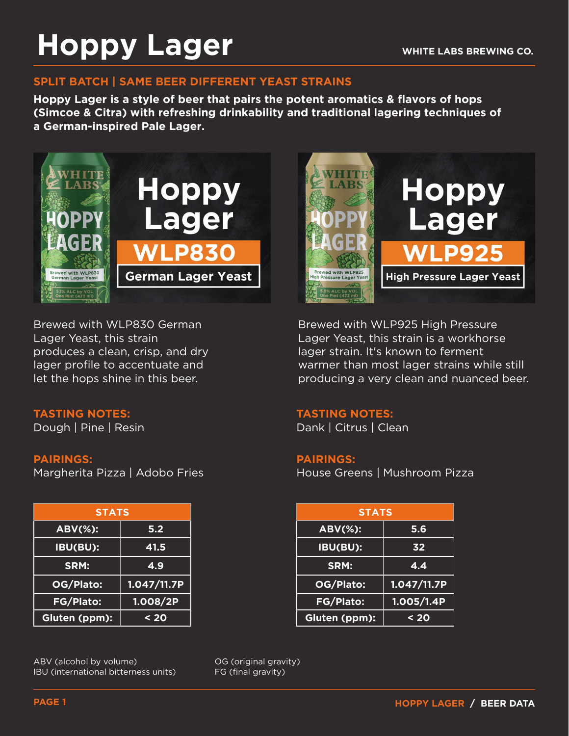# Hoppy Lager

WHITE LABS BREWING CO.

## SPLIT BATCH | SAME BEER DIFFERENT YEAST STRAINS

**Hoppy Lager is a style of beer that pairs the potent aromatics & flavors of hops (Simcoe & Citra) with refreshing drinkability and traditional lagering techniques of a German-inspired Pale Lager.**

## Hoppy Lager — WLP830 German Lager Yeast

Brewed with WLP830 German Lager Yeast, this strain produces a clean, crisp, and dry lager profile to accentuate and let the hops shine in this beer.

**TASTING NOTES:**
Dough | Pine | Resin

**PAIRINGS:**
Margherita Pizza | Adobo Fries

| STATS | |
|---|---|
| ABV(%): | 5.2 |
| IBU(BU): | 41.5 |
| SRM: | 4.9 |
| OG/Plato: | 1.047/11.7P |
| FG/Plato: | 1.008/2P |
| Gluten (ppm): | < 20 |

## Hoppy Lager — WLP925 High Pressure Lager Yeast

Brewed with WLP925 High Pressure Lager Yeast, this strain is a workhorse lager strain. It's known to ferment warmer than most lager strains while still producing a very clean and nuanced beer.

**TASTING NOTES:**
Dank | Citrus | Clean

**PAIRINGS:**
House Greens | Mushroom Pizza

| STATS | |
|---|---|
| ABV(%): | 5.6 |
| IBU(BU): | 32 |
| SRM: | 4.4 |
| OG/Plato: | 1.047/11.7P |
| FG/Plato: | 1.005/1.4P |
| Gluten (ppm): | < 20 |

ABV (alcohol by volume)
IBU (international bitterness units)
OG (original gravity)
FG (final gravity)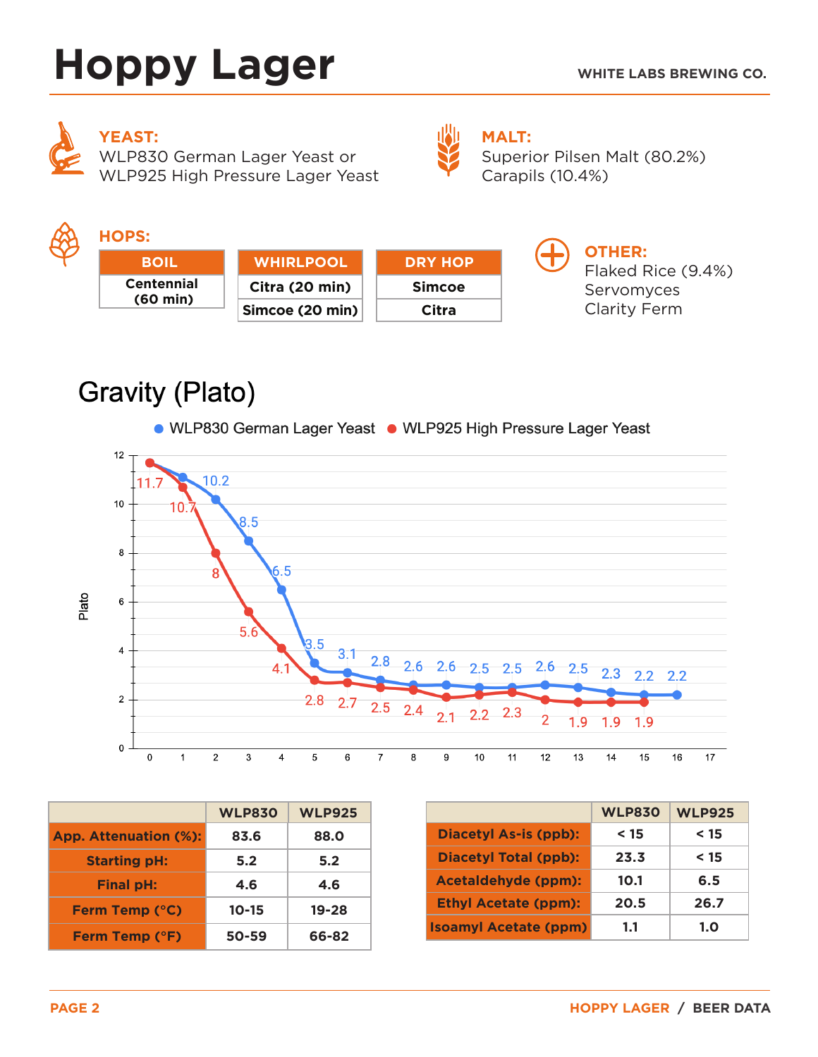# Hoppy Lager

WHITE LABS BREWING CO.

**YEAST:**
WLP830 German Lager Yeast or
WLP925 High Pressure Lager Yeast

**MALT:**
Superior Pilsen Malt (80.2%)
Carapils (10.4%)

**HOPS:**

| BOIL | WHIRLPOOL | DRY HOP |
|---|---|---|
| Centennial (60 min) | Citra (20 min) | Simcoe |
| | Simcoe (20 min) | Citra |

**OTHER:**
Flaked Rice (9.4%)
Servomyces
Clarity Ferm

## Gravity (Plato)

WLP830 German Lager Yeast
WLP925 High Pressure Lager Yeast

Plato

0 2 4 6 8 10 12

0 1 2 3 4 5 6 7 8 9 10 11 12 13 14 15 16 17

WLP830: 10.2, 8.5, 6.5, 3.5, 3.1, 2.8, 2.6, 2.6, 2.5, 2.5, 2.6, 2.5, 2.3, 2.2, 2.2

WLP925: 11.7, 10.7, 8, 5.6, 4.1, 2.8, 2.7, 2.5, 2.4, 2.1, 2.2, 2.3, 2, 1.9, 1.9, 1.9

| | WLP830 | WLP925 |
|---|---|---|
| App. Attenuation (%): | 83.6 | 88.0 |
| Starting pH: | 5.2 | 5.2 |
| Final pH: | 4.6 | 4.6 |
| Ferm Temp (°C) | 10-15 | 19-28 |
| Ferm Temp (°F) | 50-59 | 66-82 |

| | WLP830 | WLP925 |
|---|---|---|
| Diacetyl As-is (ppb): | < 15 | < 15 |
| Diacetyl Total (ppb): | 23.3 | < 15 |
| Acetaldehyde (ppm): | 10.1 | 6.5 |
| Ethyl Acetate (ppm): | 20.5 | 26.7 |
| Isoamyl Acetate (ppm) | 1.1 | 1.0 |